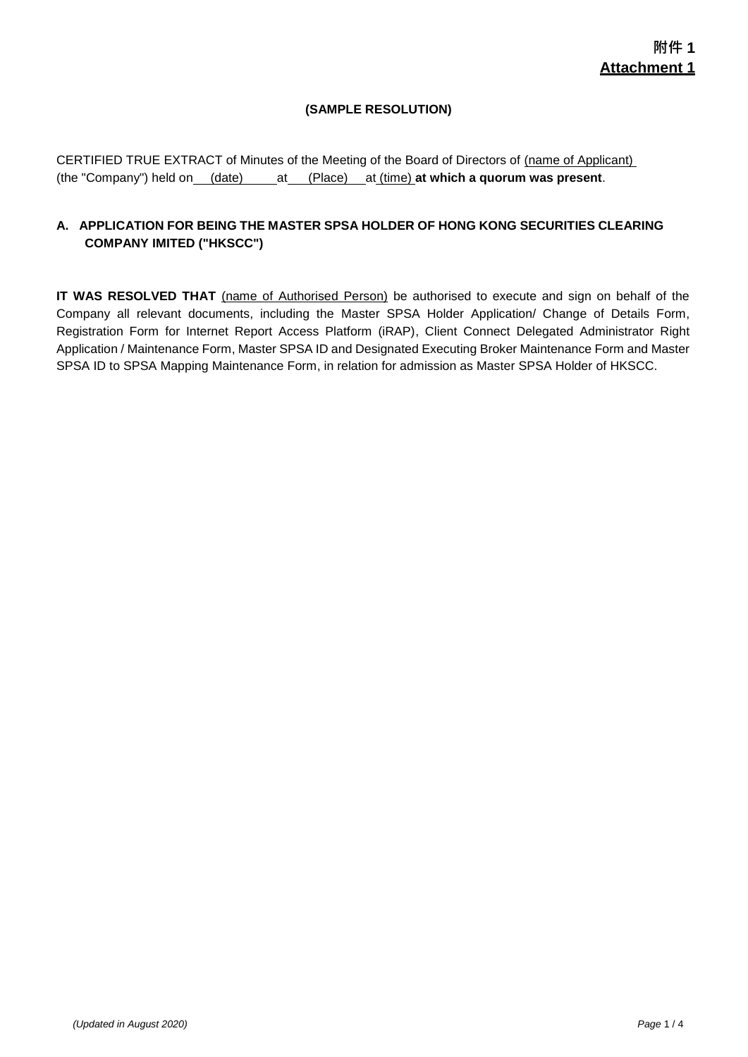附件 1
**Attachment 1**

**(SAMPLE RESOLUTION)**

CERTIFIED TRUE EXTRACT of Minutes of the Meeting of the Board of Directors of (name of Applicant) (the "Company") held on (date) at (Place) at (time) **at which a quorum was present**.

**A. APPLICATION FOR BEING THE MASTER SPSA HOLDER OF HONG KONG SECURITIES CLEARING COMPANY IMITED ("HKSCC")**

**IT WAS RESOLVED THAT** (name of Authorised Person) be authorised to execute and sign on behalf of the Company all relevant documents, including the Master SPSA Holder Application/ Change of Details Form, Registration Form for Internet Report Access Platform (iRAP), Client Connect Delegated Administrator Right Application / Maintenance Form, Master SPSA ID and Designated Executing Broker Maintenance Form and Master SPSA ID to SPSA Mapping Maintenance Form, in relation for admission as Master SPSA Holder of HKSCC.

*(Updated in August 2020)*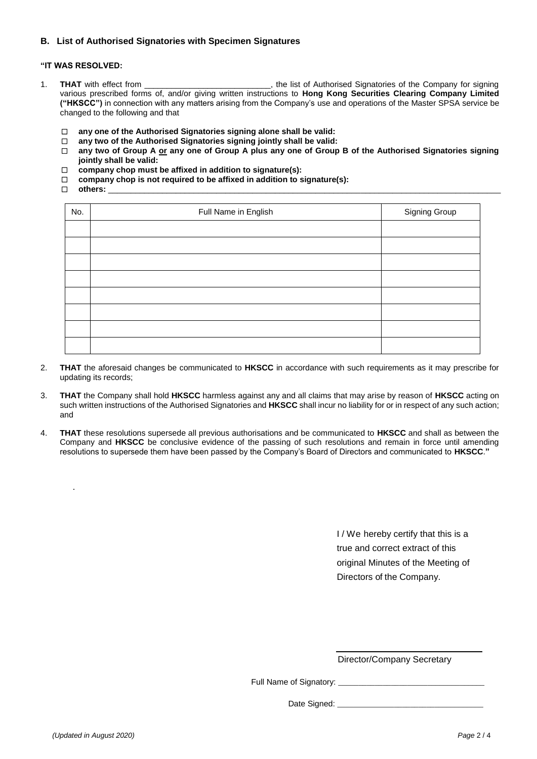### B. List of Authorised Signatories with Specimen Signatures

**"IT WAS RESOLVED:**

1. **THAT** with effect from ____________________________, the list of Authorised Signatories of the Company for signing various prescribed forms of, and/or giving written instructions to **Hong Kong Securities Clearing Company Limited ("HKSCC")** in connection with any matters arising from the Company's use and operations of the Master SPSA service be changed to the following and that

   - ☐ **any one of the Authorised Signatories signing alone shall be valid:**
   - ☐ **any two of the Authorised Signatories signing jointly shall be valid:**
   - ☐ **any two of Group A <u>or</u> any one of Group A plus any one of Group B of the Authorised Signatories signing jointly shall be valid:**
   - ☐ **company chop must be affixed in addition to signature(s):**
   - ☐ **company chop is not required to be affixed in addition to signature(s):**
   - ☐ **others:** ______________________________________________________________________________

| No. | Full Name in English | Signing Group |
|---|---|---|
| | | |
| | | |
| | | |
| | | |
| | | |
| | | |
| | | |
| | | |

2. **THAT** the aforesaid changes be communicated to **HKSCC** in accordance with such requirements as it may prescribe for updating its records;

3. **THAT** the Company shall hold **HKSCC** harmless against any and all claims that may arise by reason of **HKSCC** acting on such written instructions of the Authorised Signatories and **HKSCC** shall incur no liability for or in respect of any such action; and

4. **THAT** these resolutions supersede all previous authorisations and be communicated to **HKSCC** and shall as between the Company and **HKSCC** be conclusive evidence of the passing of such resolutions and remain in force until amending resolutions to supersede them have been passed by the Company's Board of Directors and communicated to **HKSCC**.**"**

.

I / We hereby certify that this is a true and correct extract of this original Minutes of the Meeting of Directors of the Company.

______________________________
Director/Company Secretary

Full Name of Signatory: ________________________________

Date Signed: ________________________________

*(Updated in August 2020)*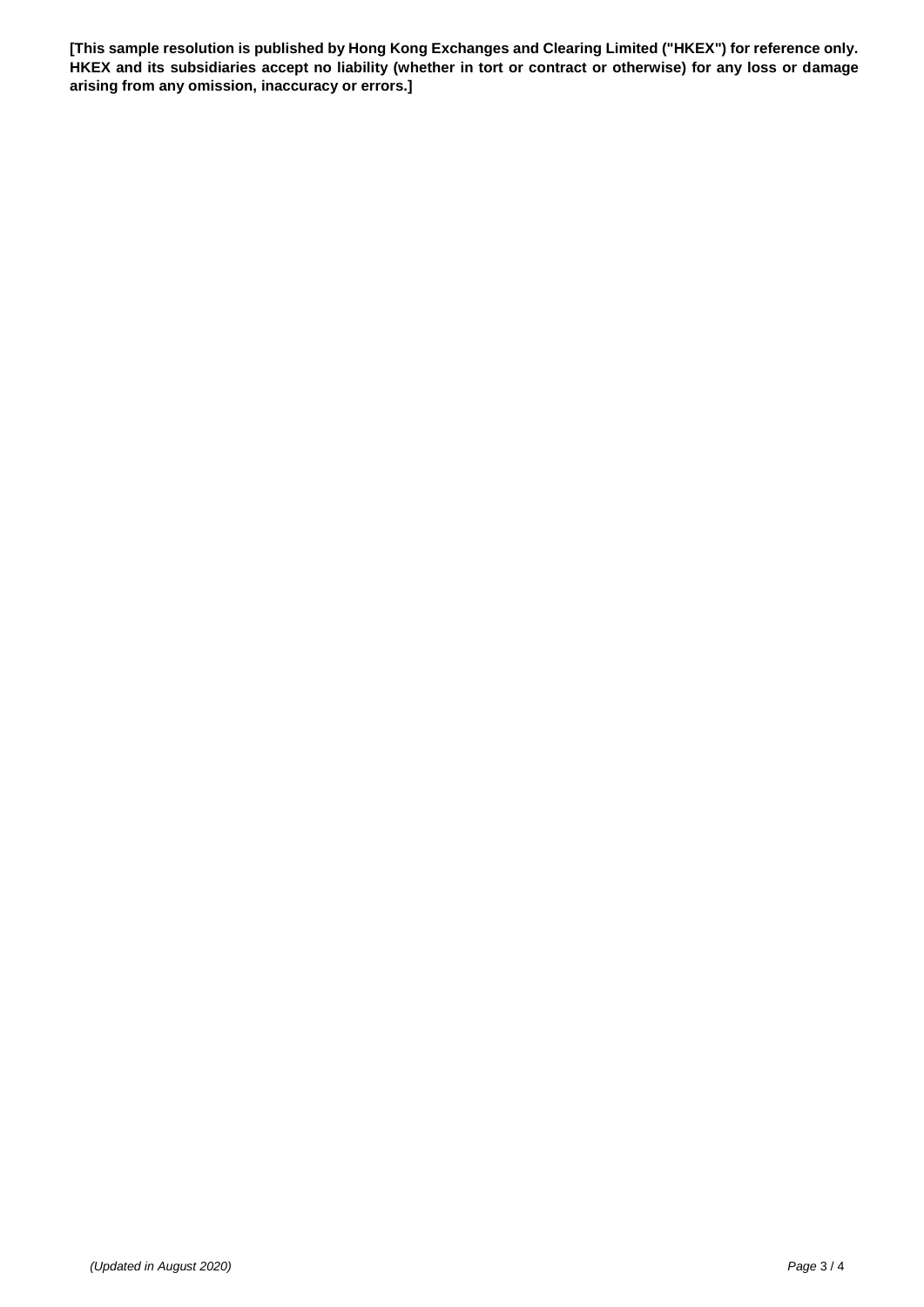**[This sample resolution is published by Hong Kong Exchanges and Clearing Limited ("HKEX") for reference only. HKEX and its subsidiaries accept no liability (whether in tort or contract or otherwise) for any loss or damage arising from any omission, inaccuracy or errors.]**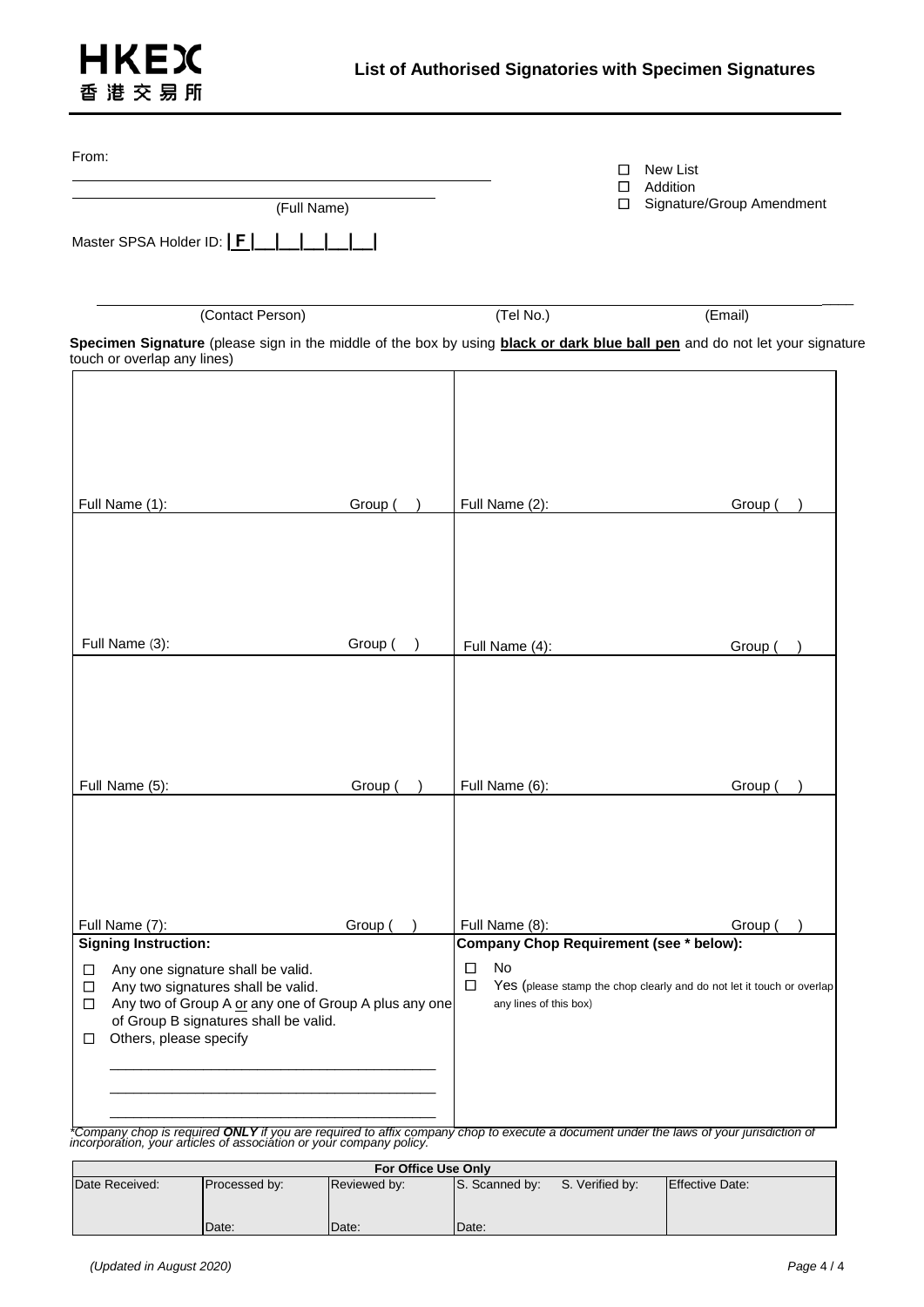HKEX
香港交易所

# List of Authorised Signatories with Specimen Signatures

From:

______________________________________

______________________________________
(Full Name)

- ☐ New List
- ☐ Addition
- ☐ Signature/Group Amendment

Master SPSA Holder ID: | F |__|__|__|__|__|__|

______________________________________________________________________________
(Contact Person) (Tel No.) (Email)

**Specimen Signature** (please sign in the middle of the box by using **black or dark blue ball pen** and do not let your signature touch or overlap any lines)

| | |
|---|---|
| Full Name (1): Group ( ) | Full Name (2): Group ( ) |
| Full Name (3): Group ( ) | Full Name (4): Group ( ) |
| Full Name (5): Group ( ) | Full Name (6): Group ( ) |
| Full Name (7): Group ( ) | Full Name (8): Group ( ) |

**Signing Instruction:**

- ☐ Any one signature shall be valid.
- ☐ Any two signatures shall be valid.
- ☐ Any two of Group A or any one of Group A plus any one of Group B signatures shall be valid.
- ☐ Others, please specify

  ______________________________________

  ______________________________________

  ______________________________________

**Company Chop Requirement (see * below):**

- ☐ No
- ☐ Yes (please stamp the chop clearly and do not let it touch or overlap any lines of this box)

*\*Company chop is required **ONLY** if you are required to affix company chop to execute a document under the laws of your jurisdiction of incorporation, your articles of association or your company policy.*

| For Office Use Only | | | | | |
|---|---|---|---|---|---|
| Date Received: | Processed by:<br><br>Date: | Reviewed by:<br><br>Date: | S. Scanned by:<br><br>Date: | S. Verified by: | Effective Date: |

*(Updated in August 2020)*